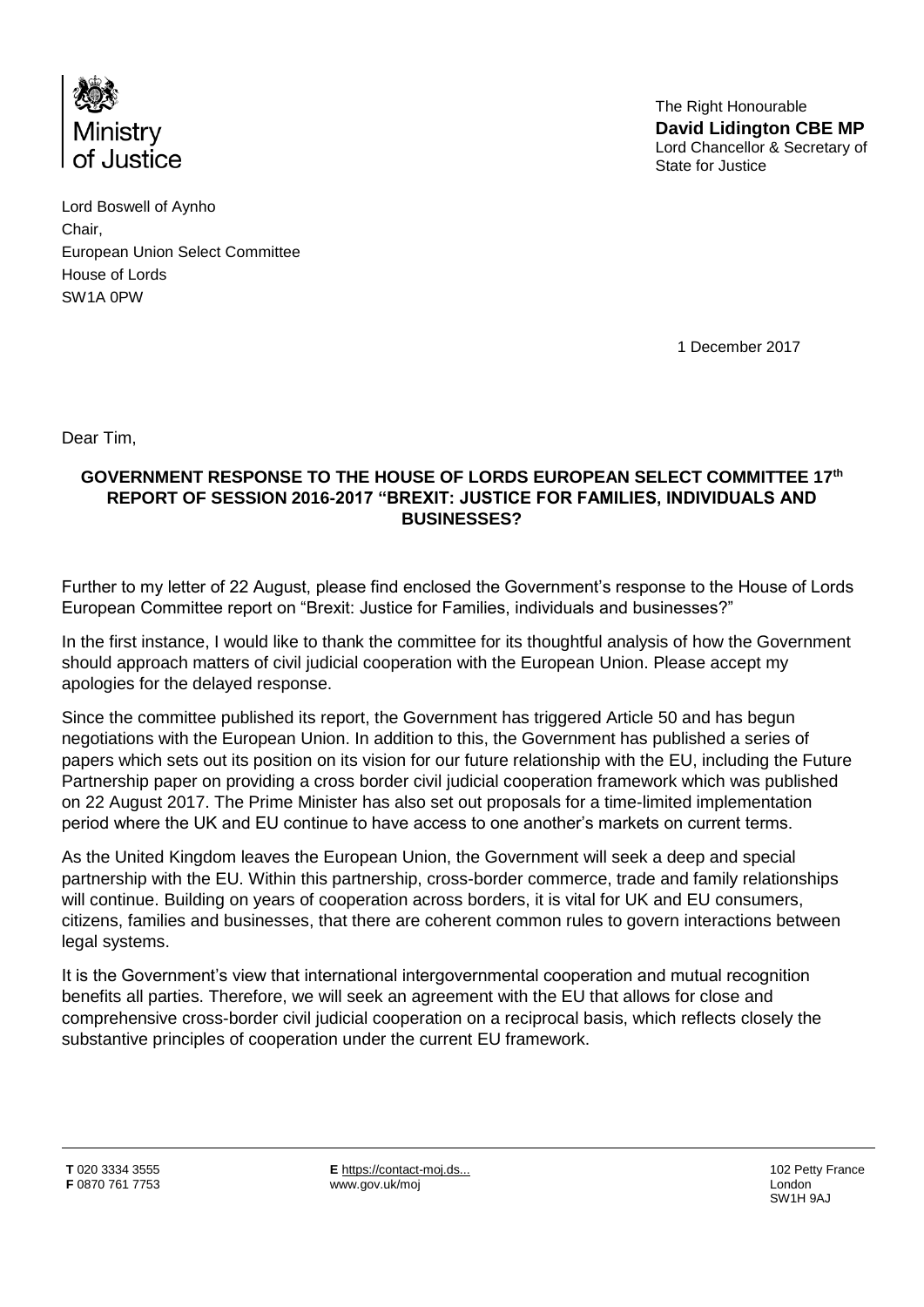Ministry of Justice

The Right Honourable
**David Lidington CBE MP**
Lord Chancellor & Secretary of State for Justice

Lord Boswell of Aynho
Chair,
European Union Select Committee
House of Lords
SW1A 0PW

1 December 2017

Dear Tim,

**GOVERNMENT RESPONSE TO THE HOUSE OF LORDS EUROPEAN SELECT COMMITTEE 17th REPORT OF SESSION 2016-2017 "BREXIT: JUSTICE FOR FAMILIES, INDIVIDUALS AND BUSINESSES?**

Further to my letter of 22 August, please find enclosed the Government's response to the House of Lords European Committee report on "Brexit: Justice for Families, individuals and businesses?"

In the first instance, I would like to thank the committee for its thoughtful analysis of how the Government should approach matters of civil judicial cooperation with the European Union. Please accept my apologies for the delayed response.

Since the committee published its report, the Government has triggered Article 50 and has begun negotiations with the European Union. In addition to this, the Government has published a series of papers which sets out its position on its vision for our future relationship with the EU, including the Future Partnership paper on providing a cross border civil judicial cooperation framework which was published on 22 August 2017. The Prime Minister has also set out proposals for a time-limited implementation period where the UK and EU continue to have access to one another's markets on current terms.

As the United Kingdom leaves the European Union, the Government will seek a deep and special partnership with the EU. Within this partnership, cross-border commerce, trade and family relationships will continue. Building on years of cooperation across borders, it is vital for UK and EU consumers, citizens, families and businesses, that there are coherent common rules to govern interactions between legal systems.

It is the Government's view that international intergovernmental cooperation and mutual recognition benefits all parties. Therefore, we will seek an agreement with the EU that allows for close and comprehensive cross-border civil judicial cooperation on a reciprocal basis, which reflects closely the substantive principles of cooperation under the current EU framework.

**T** 020 3334 3555
**F** 0870 761 7753

**E** https://contact-moj.ds...
www.gov.uk/moj

102 Petty France
London
SW1H 9AJ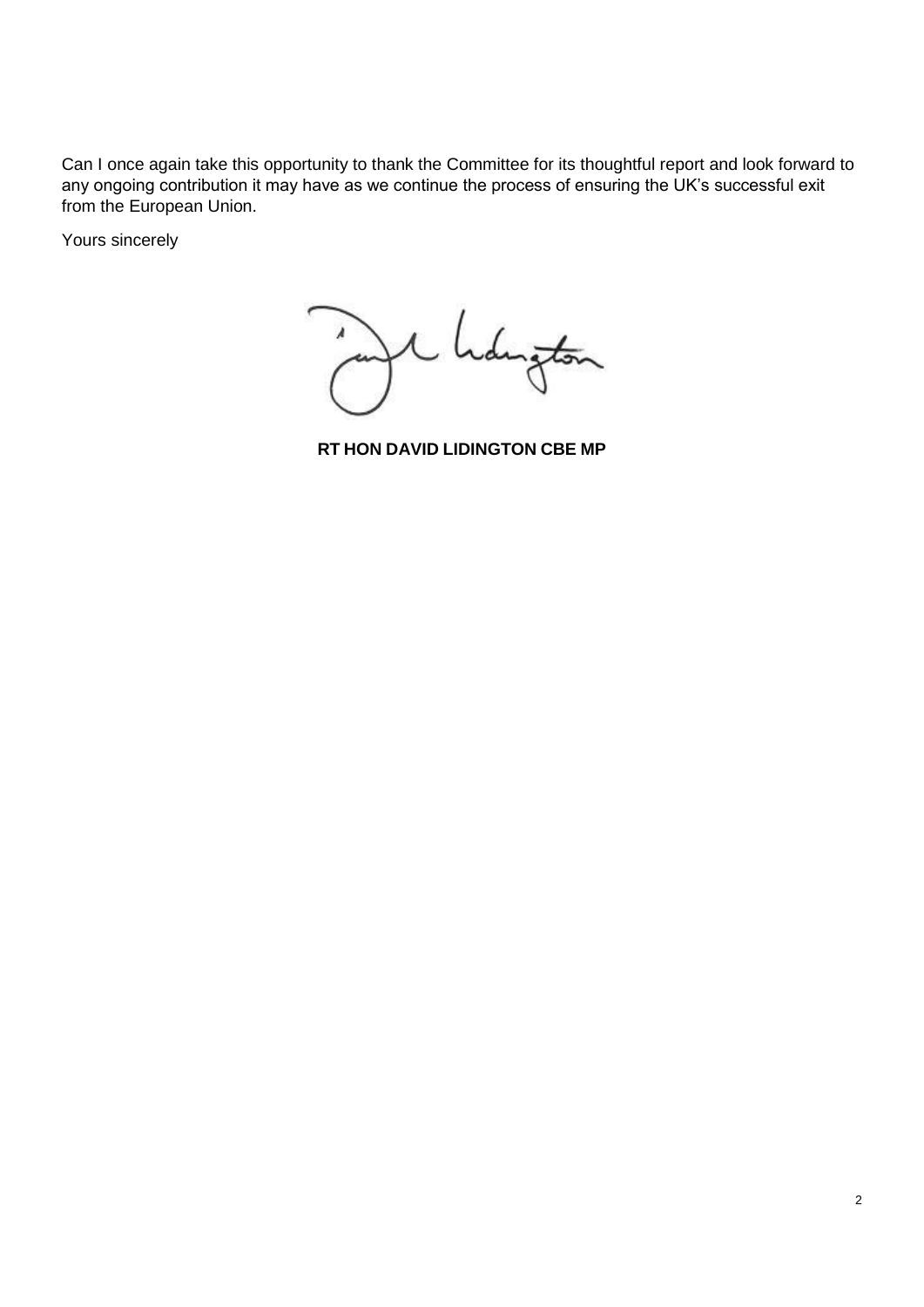Can I once again take this opportunity to thank the Committee for its thoughtful report and look forward to any ongoing contribution it may have as we continue the process of ensuring the UK's successful exit from the European Union.

Yours sincerely

**RT HON DAVID LIDINGTON CBE MP**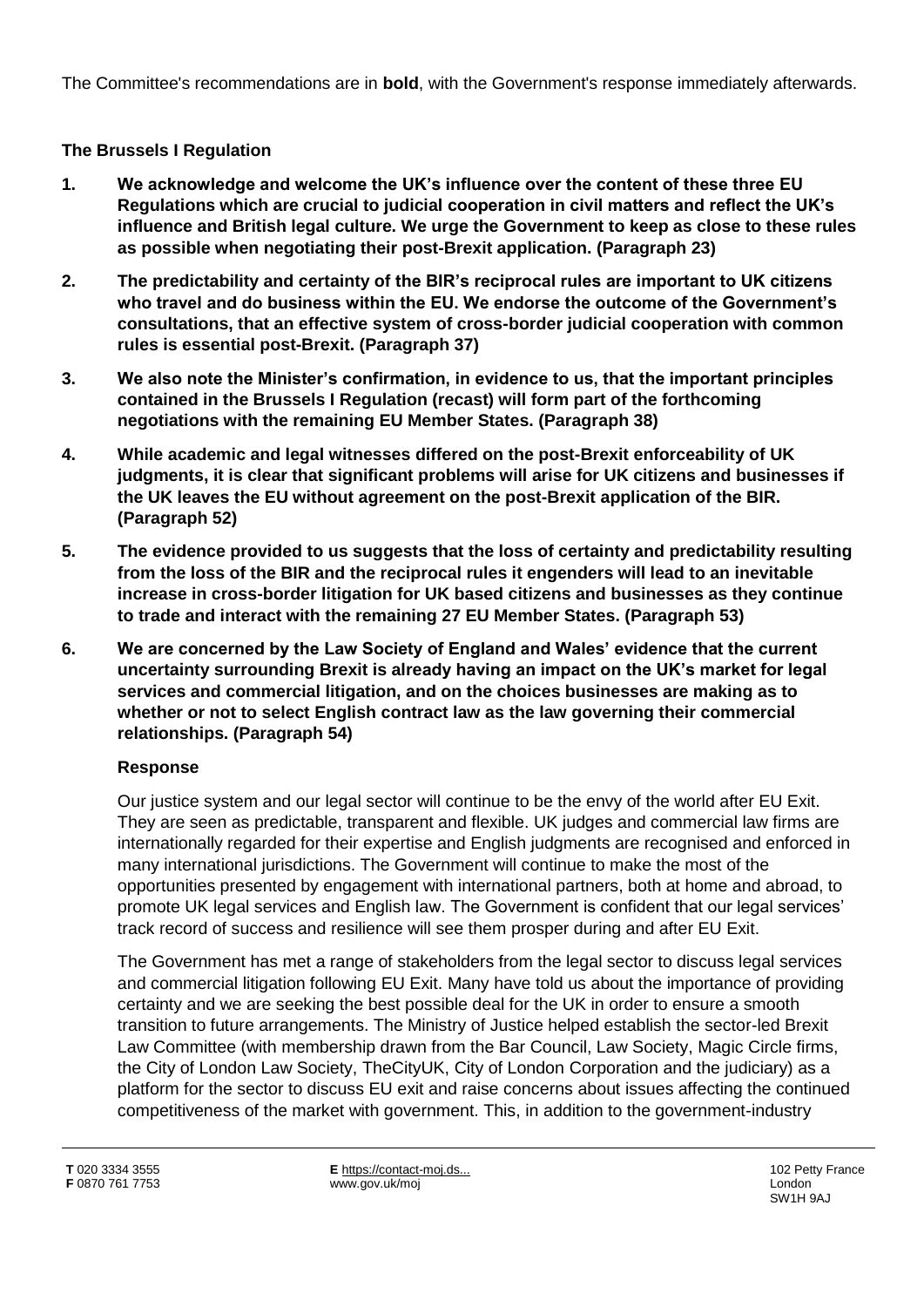The Committee's recommendations are in **bold**, with the Government's response immediately afterwards.

**The Brussels I Regulation**

1. **We acknowledge and welcome the UK's influence over the content of these three EU Regulations which are crucial to judicial cooperation in civil matters and reflect the UK's influence and British legal culture. We urge the Government to keep as close to these rules as possible when negotiating their post-Brexit application. (Paragraph 23)**

2. **The predictability and certainty of the BIR's reciprocal rules are important to UK citizens who travel and do business within the EU. We endorse the outcome of the Government's consultations, that an effective system of cross-border judicial cooperation with common rules is essential post-Brexit. (Paragraph 37)**

3. **We also note the Minister's confirmation, in evidence to us, that the important principles contained in the Brussels I Regulation (recast) will form part of the forthcoming negotiations with the remaining EU Member States. (Paragraph 38)**

4. **While academic and legal witnesses differed on the post-Brexit enforceability of UK judgments, it is clear that significant problems will arise for UK citizens and businesses if the UK leaves the EU without agreement on the post-Brexit application of the BIR. (Paragraph 52)**

5. **The evidence provided to us suggests that the loss of certainty and predictability resulting from the loss of the BIR and the reciprocal rules it engenders will lead to an inevitable increase in cross-border litigation for UK based citizens and businesses as they continue to trade and interact with the remaining 27 EU Member States. (Paragraph 53)**

6. **We are concerned by the Law Society of England and Wales' evidence that the current uncertainty surrounding Brexit is already having an impact on the UK's market for legal services and commercial litigation, and on the choices businesses are making as to whether or not to select English contract law as the law governing their commercial relationships. (Paragraph 54)**

**Response**

Our justice system and our legal sector will continue to be the envy of the world after EU Exit. They are seen as predictable, transparent and flexible. UK judges and commercial law firms are internationally regarded for their expertise and English judgments are recognised and enforced in many international jurisdictions. The Government will continue to make the most of the opportunities presented by engagement with international partners, both at home and abroad, to promote UK legal services and English law. The Government is confident that our legal services' track record of success and resilience will see them prosper during and after EU Exit.

The Government has met a range of stakeholders from the legal sector to discuss legal services and commercial litigation following EU Exit. Many have told us about the importance of providing certainty and we are seeking the best possible deal for the UK in order to ensure a smooth transition to future arrangements. The Ministry of Justice helped establish the sector-led Brexit Law Committee (with membership drawn from the Bar Council, Law Society, Magic Circle firms, the City of London Law Society, TheCityUK, City of London Corporation and the judiciary) as a platform for the sector to discuss EU exit and raise concerns about issues affecting the continued competitiveness of the market with government. This, in addition to the government-industry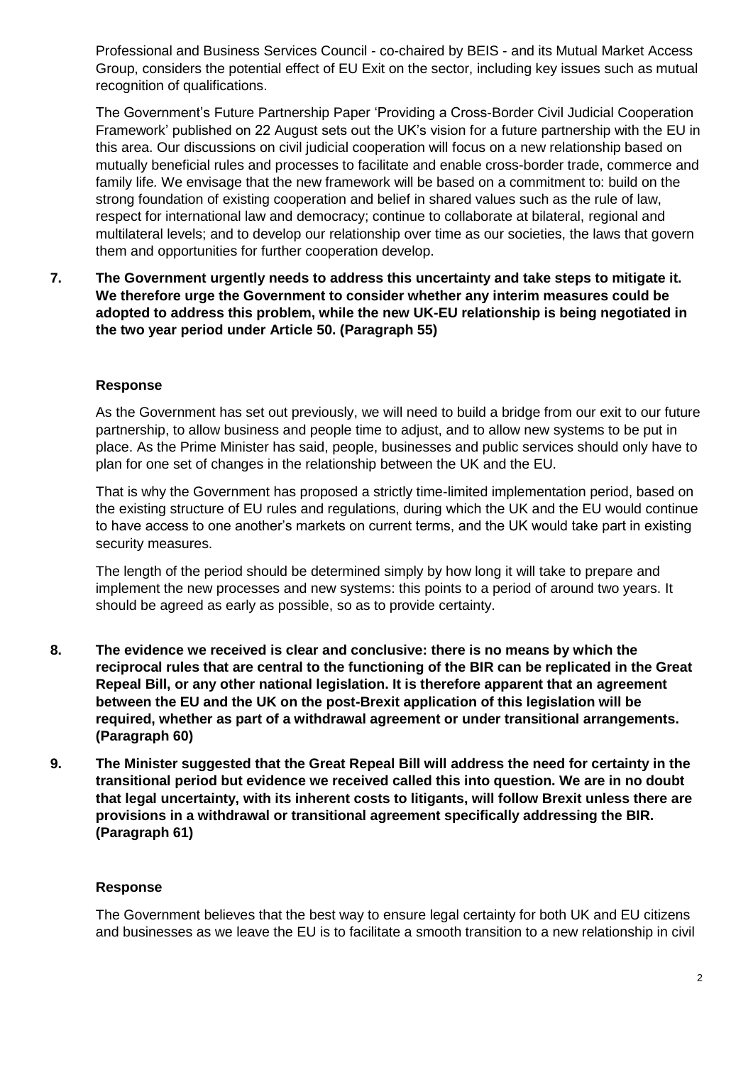Professional and Business Services Council - co-chaired by BEIS - and its Mutual Market Access Group, considers the potential effect of EU Exit on the sector, including key issues such as mutual recognition of qualifications.

The Government's Future Partnership Paper 'Providing a Cross-Border Civil Judicial Cooperation Framework' published on 22 August sets out the UK's vision for a future partnership with the EU in this area. Our discussions on civil judicial cooperation will focus on a new relationship based on mutually beneficial rules and processes to facilitate and enable cross-border trade, commerce and family life. We envisage that the new framework will be based on a commitment to: build on the strong foundation of existing cooperation and belief in shared values such as the rule of law, respect for international law and democracy; continue to collaborate at bilateral, regional and multilateral levels; and to develop our relationship over time as our societies, the laws that govern them and opportunities for further cooperation develop.

**7. The Government urgently needs to address this uncertainty and take steps to mitigate it. We therefore urge the Government to consider whether any interim measures could be adopted to address this problem, while the new UK-EU relationship is being negotiated in the two year period under Article 50. (Paragraph 55)**

**Response**

As the Government has set out previously, we will need to build a bridge from our exit to our future partnership, to allow business and people time to adjust, and to allow new systems to be put in place. As the Prime Minister has said, people, businesses and public services should only have to plan for one set of changes in the relationship between the UK and the EU.

That is why the Government has proposed a strictly time-limited implementation period, based on the existing structure of EU rules and regulations, during which the UK and the EU would continue to have access to one another's markets on current terms, and the UK would take part in existing security measures.

The length of the period should be determined simply by how long it will take to prepare and implement the new processes and new systems: this points to a period of around two years. It should be agreed as early as possible, so as to provide certainty.

**8. The evidence we received is clear and conclusive: there is no means by which the reciprocal rules that are central to the functioning of the BIR can be replicated in the Great Repeal Bill, or any other national legislation. It is therefore apparent that an agreement between the EU and the UK on the post-Brexit application of this legislation will be required, whether as part of a withdrawal agreement or under transitional arrangements. (Paragraph 60)**

**9. The Minister suggested that the Great Repeal Bill will address the need for certainty in the transitional period but evidence we received called this into question. We are in no doubt that legal uncertainty, with its inherent costs to litigants, will follow Brexit unless there are provisions in a withdrawal or transitional agreement specifically addressing the BIR. (Paragraph 61)**

**Response**

The Government believes that the best way to ensure legal certainty for both UK and EU citizens and businesses as we leave the EU is to facilitate a smooth transition to a new relationship in civil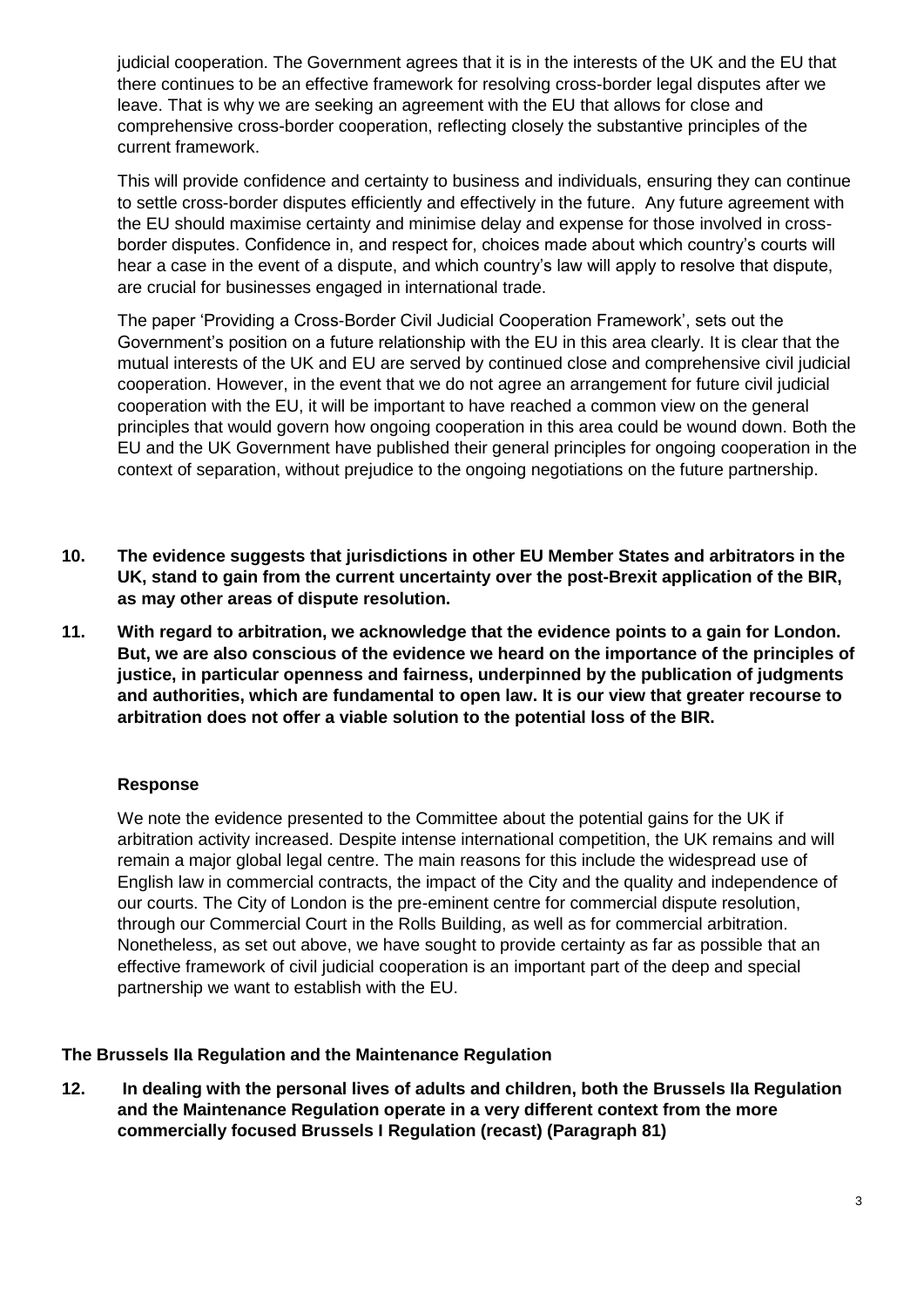judicial cooperation. The Government agrees that it is in the interests of the UK and the EU that there continues to be an effective framework for resolving cross-border legal disputes after we leave. That is why we are seeking an agreement with the EU that allows for close and comprehensive cross-border cooperation, reflecting closely the substantive principles of the current framework.

This will provide confidence and certainty to business and individuals, ensuring they can continue to settle cross-border disputes efficiently and effectively in the future. Any future agreement with the EU should maximise certainty and minimise delay and expense for those involved in cross-border disputes. Confidence in, and respect for, choices made about which country's courts will hear a case in the event of a dispute, and which country's law will apply to resolve that dispute, are crucial for businesses engaged in international trade.

The paper 'Providing a Cross-Border Civil Judicial Cooperation Framework', sets out the Government's position on a future relationship with the EU in this area clearly. It is clear that the mutual interests of the UK and EU are served by continued close and comprehensive civil judicial cooperation. However, in the event that we do not agree an arrangement for future civil judicial cooperation with the EU, it will be important to have reached a common view on the general principles that would govern how ongoing cooperation in this area could be wound down. Both the EU and the UK Government have published their general principles for ongoing cooperation in the context of separation, without prejudice to the ongoing negotiations on the future partnership.

**10. The evidence suggests that jurisdictions in other EU Member States and arbitrators in the UK, stand to gain from the current uncertainty over the post-Brexit application of the BIR, as may other areas of dispute resolution.**

**11. With regard to arbitration, we acknowledge that the evidence points to a gain for London. But, we are also conscious of the evidence we heard on the importance of the principles of justice, in particular openness and fairness, underpinned by the publication of judgments and authorities, which are fundamental to open law. It is our view that greater recourse to arbitration does not offer a viable solution to the potential loss of the BIR.**

**Response**

We note the evidence presented to the Committee about the potential gains for the UK if arbitration activity increased. Despite intense international competition, the UK remains and will remain a major global legal centre. The main reasons for this include the widespread use of English law in commercial contracts, the impact of the City and the quality and independence of our courts. The City of London is the pre-eminent centre for commercial dispute resolution, through our Commercial Court in the Rolls Building, as well as for commercial arbitration. Nonetheless, as set out above, we have sought to provide certainty as far as possible that an effective framework of civil judicial cooperation is an important part of the deep and special partnership we want to establish with the EU.

**The Brussels IIa Regulation and the Maintenance Regulation**

**12. In dealing with the personal lives of adults and children, both the Brussels IIa Regulation and the Maintenance Regulation operate in a very different context from the more commercially focused Brussels I Regulation (recast) (Paragraph 81)**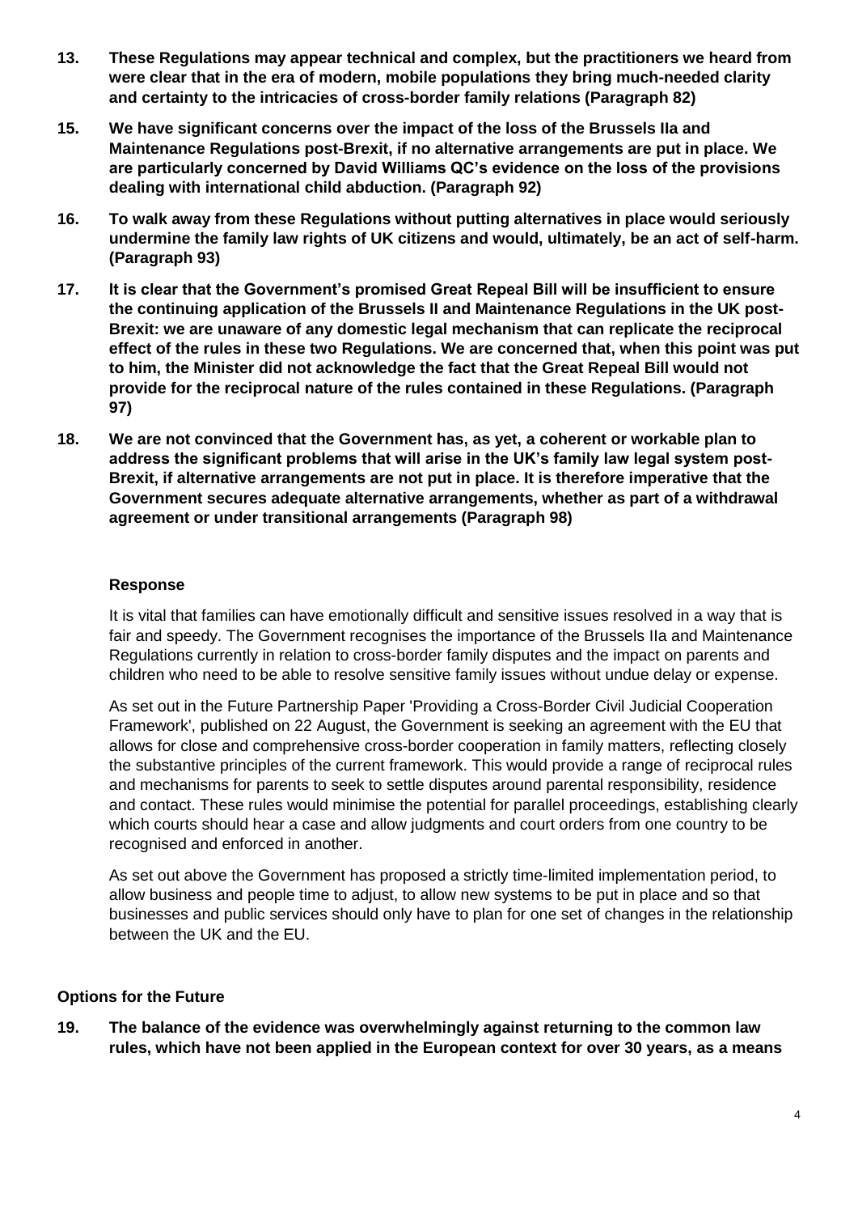**13. These Regulations may appear technical and complex, but the practitioners we heard from were clear that in the era of modern, mobile populations they bring much-needed clarity and certainty to the intricacies of cross-border family relations (Paragraph 82)**

**15. We have significant concerns over the impact of the loss of the Brussels IIa and Maintenance Regulations post-Brexit, if no alternative arrangements are put in place. We are particularly concerned by David Williams QC's evidence on the loss of the provisions dealing with international child abduction. (Paragraph 92)**

**16. To walk away from these Regulations without putting alternatives in place would seriously undermine the family law rights of UK citizens and would, ultimately, be an act of self-harm. (Paragraph 93)**

**17. It is clear that the Government's promised Great Repeal Bill will be insufficient to ensure the continuing application of the Brussels II and Maintenance Regulations in the UK post-Brexit: we are unaware of any domestic legal mechanism that can replicate the reciprocal effect of the rules in these two Regulations. We are concerned that, when this point was put to him, the Minister did not acknowledge the fact that the Great Repeal Bill would not provide for the reciprocal nature of the rules contained in these Regulations. (Paragraph 97)**

**18. We are not convinced that the Government has, as yet, a coherent or workable plan to address the significant problems that will arise in the UK's family law legal system post-Brexit, if alternative arrangements are not put in place. It is therefore imperative that the Government secures adequate alternative arrangements, whether as part of a withdrawal agreement or under transitional arrangements (Paragraph 98)**

**Response**

It is vital that families can have emotionally difficult and sensitive issues resolved in a way that is fair and speedy. The Government recognises the importance of the Brussels IIa and Maintenance Regulations currently in relation to cross-border family disputes and the impact on parents and children who need to be able to resolve sensitive family issues without undue delay or expense.

As set out in the Future Partnership Paper 'Providing a Cross-Border Civil Judicial Cooperation Framework', published on 22 August, the Government is seeking an agreement with the EU that allows for close and comprehensive cross-border cooperation in family matters, reflecting closely the substantive principles of the current framework. This would provide a range of reciprocal rules and mechanisms for parents to seek to settle disputes around parental responsibility, residence and contact. These rules would minimise the potential for parallel proceedings, establishing clearly which courts should hear a case and allow judgments and court orders from one country to be recognised and enforced in another.

As set out above the Government has proposed a strictly time-limited implementation period, to allow business and people time to adjust, to allow new systems to be put in place and so that businesses and public services should only have to plan for one set of changes in the relationship between the UK and the EU.

**Options for the Future**

**19. The balance of the evidence was overwhelmingly against returning to the common law rules, which have not been applied in the European context for over 30 years, as a means**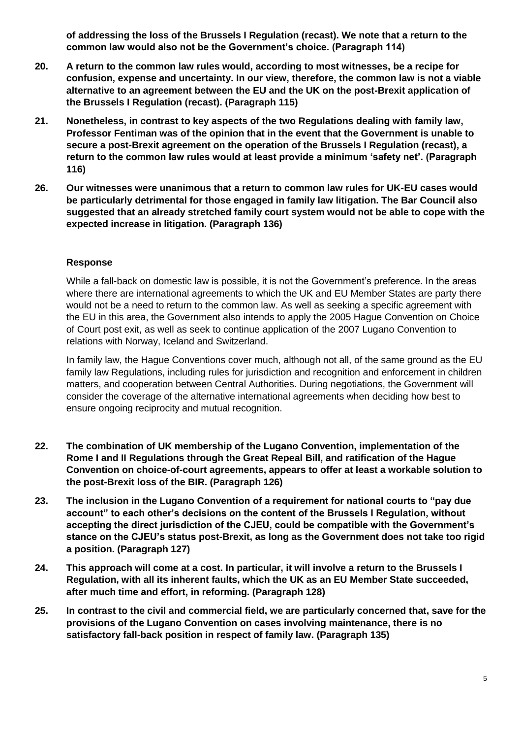**of addressing the loss of the Brussels I Regulation (recast). We note that a return to the common law would also not be the Government's choice. (Paragraph 114)**

20. **A return to the common law rules would, according to most witnesses, be a recipe for confusion, expense and uncertainty. In our view, therefore, the common law is not a viable alternative to an agreement between the EU and the UK on the post-Brexit application of the Brussels I Regulation (recast). (Paragraph 115)**

21. **Nonetheless, in contrast to key aspects of the two Regulations dealing with family law, Professor Fentiman was of the opinion that in the event that the Government is unable to secure a post-Brexit agreement on the operation of the Brussels I Regulation (recast), a return to the common law rules would at least provide a minimum 'safety net'. (Paragraph 116)**

26. **Our witnesses were unanimous that a return to common law rules for UK-EU cases would be particularly detrimental for those engaged in family law litigation. The Bar Council also suggested that an already stretched family court system would not be able to cope with the expected increase in litigation. (Paragraph 136)**

**Response**

While a fall-back on domestic law is possible, it is not the Government's preference. In the areas where there are international agreements to which the UK and EU Member States are party there would not be a need to return to the common law. As well as seeking a specific agreement with the EU in this area, the Government also intends to apply the 2005 Hague Convention on Choice of Court post exit, as well as seek to continue application of the 2007 Lugano Convention to relations with Norway, Iceland and Switzerland.

In family law, the Hague Conventions cover much, although not all, of the same ground as the EU family law Regulations, including rules for jurisdiction and recognition and enforcement in children matters, and cooperation between Central Authorities. During negotiations, the Government will consider the coverage of the alternative international agreements when deciding how best to ensure ongoing reciprocity and mutual recognition.

22. **The combination of UK membership of the Lugano Convention, implementation of the Rome I and II Regulations through the Great Repeal Bill, and ratification of the Hague Convention on choice-of-court agreements, appears to offer at least a workable solution to the post-Brexit loss of the BIR. (Paragraph 126)**

23. **The inclusion in the Lugano Convention of a requirement for national courts to "pay due account" to each other's decisions on the content of the Brussels I Regulation, without accepting the direct jurisdiction of the CJEU, could be compatible with the Government's stance on the CJEU's status post-Brexit, as long as the Government does not take too rigid a position. (Paragraph 127)**

24. **This approach will come at a cost. In particular, it will involve a return to the Brussels I Regulation, with all its inherent faults, which the UK as an EU Member State succeeded, after much time and effort, in reforming. (Paragraph 128)**

25. **In contrast to the civil and commercial field, we are particularly concerned that, save for the provisions of the Lugano Convention on cases involving maintenance, there is no satisfactory fall-back position in respect of family law. (Paragraph 135)**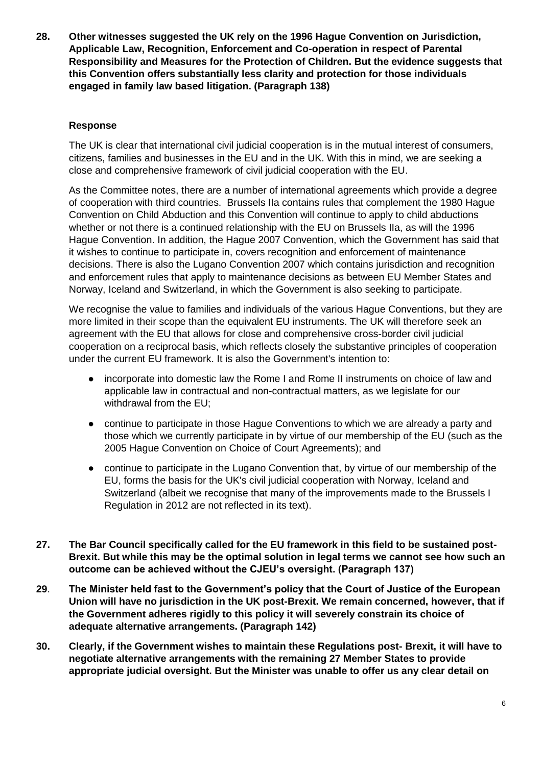**28. Other witnesses suggested the UK rely on the 1996 Hague Convention on Jurisdiction, Applicable Law, Recognition, Enforcement and Co-operation in respect of Parental Responsibility and Measures for the Protection of Children. But the evidence suggests that this Convention offers substantially less clarity and protection for those individuals engaged in family law based litigation. (Paragraph 138)**

**Response**

The UK is clear that international civil judicial cooperation is in the mutual interest of consumers, citizens, families and businesses in the EU and in the UK. With this in mind, we are seeking a close and comprehensive framework of civil judicial cooperation with the EU.

As the Committee notes, there are a number of international agreements which provide a degree of cooperation with third countries. Brussels IIa contains rules that complement the 1980 Hague Convention on Child Abduction and this Convention will continue to apply to child abductions whether or not there is a continued relationship with the EU on Brussels IIa, as will the 1996 Hague Convention. In addition, the Hague 2007 Convention, which the Government has said that it wishes to continue to participate in, covers recognition and enforcement of maintenance decisions. There is also the Lugano Convention 2007 which contains jurisdiction and recognition and enforcement rules that apply to maintenance decisions as between EU Member States and Norway, Iceland and Switzerland, in which the Government is also seeking to participate.

We recognise the value to families and individuals of the various Hague Conventions, but they are more limited in their scope than the equivalent EU instruments. The UK will therefore seek an agreement with the EU that allows for close and comprehensive cross-border civil judicial cooperation on a reciprocal basis, which reflects closely the substantive principles of cooperation under the current EU framework. It is also the Government's intention to:

- incorporate into domestic law the Rome I and Rome II instruments on choice of law and applicable law in contractual and non-contractual matters, as we legislate for our withdrawal from the EU;
- continue to participate in those Hague Conventions to which we are already a party and those which we currently participate in by virtue of our membership of the EU (such as the 2005 Hague Convention on Choice of Court Agreements); and
- continue to participate in the Lugano Convention that, by virtue of our membership of the EU, forms the basis for the UK's civil judicial cooperation with Norway, Iceland and Switzerland (albeit we recognise that many of the improvements made to the Brussels I Regulation in 2012 are not reflected in its text).

**27. The Bar Council specifically called for the EU framework in this field to be sustained post-Brexit. But while this may be the optimal solution in legal terms we cannot see how such an outcome can be achieved without the CJEU's oversight. (Paragraph 137)**

**29. The Minister held fast to the Government's policy that the Court of Justice of the European Union will have no jurisdiction in the UK post-Brexit. We remain concerned, however, that if the Government adheres rigidly to this policy it will severely constrain its choice of adequate alternative arrangements. (Paragraph 142)**

**30. Clearly, if the Government wishes to maintain these Regulations post- Brexit, it will have to negotiate alternative arrangements with the remaining 27 Member States to provide appropriate judicial oversight. But the Minister was unable to offer us any clear detail on**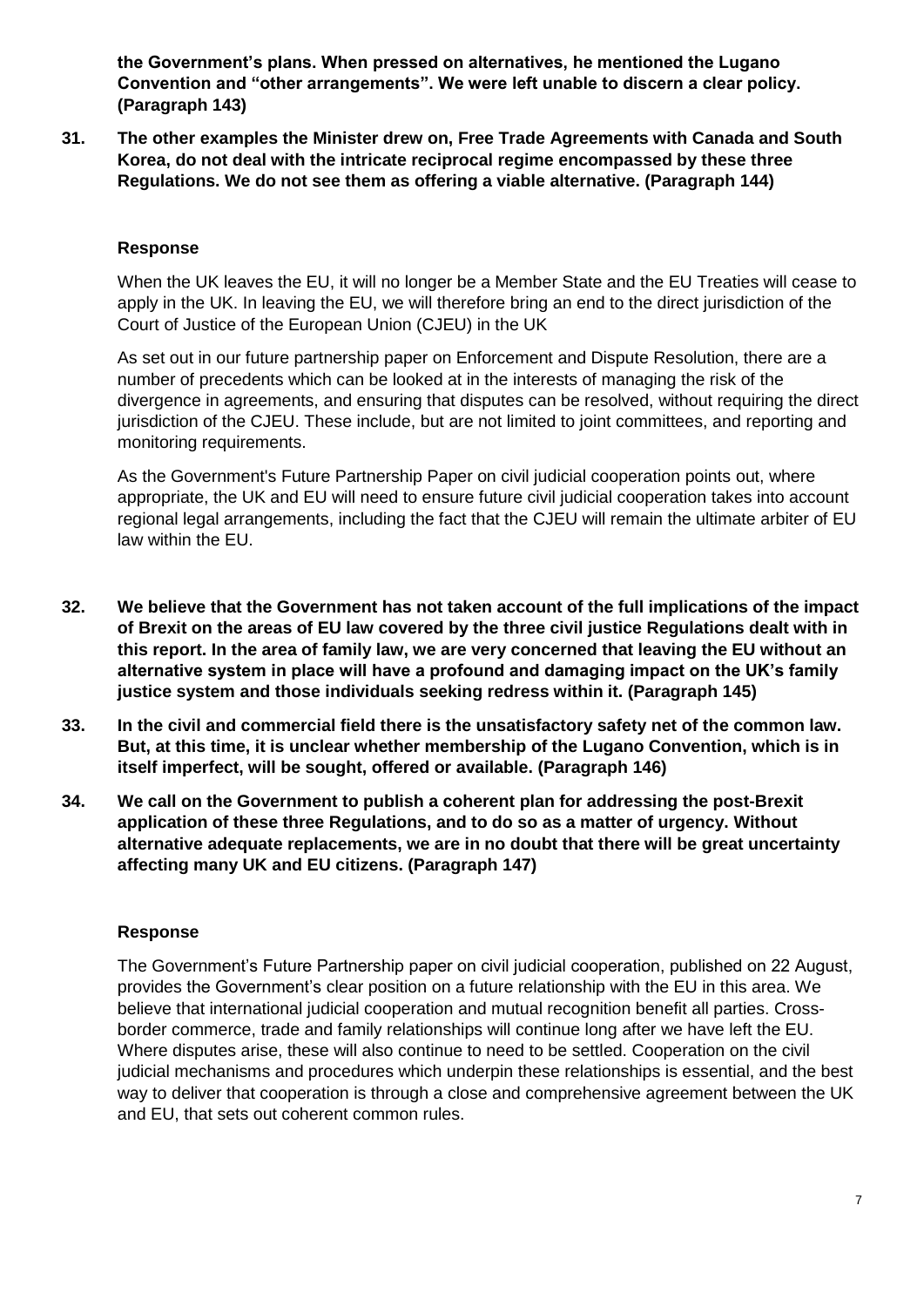**the Government's plans. When pressed on alternatives, he mentioned the Lugano Convention and "other arrangements". We were left unable to discern a clear policy. (Paragraph 143)**

31. **The other examples the Minister drew on, Free Trade Agreements with Canada and South Korea, do not deal with the intricate reciprocal regime encompassed by these three Regulations. We do not see them as offering a viable alternative. (Paragraph 144)**

#### Response

When the UK leaves the EU, it will no longer be a Member State and the EU Treaties will cease to apply in the UK. In leaving the EU, we will therefore bring an end to the direct jurisdiction of the Court of Justice of the European Union (CJEU) in the UK

As set out in our future partnership paper on Enforcement and Dispute Resolution, there are a number of precedents which can be looked at in the interests of managing the risk of the divergence in agreements, and ensuring that disputes can be resolved, without requiring the direct jurisdiction of the CJEU. These include, but are not limited to joint committees, and reporting and monitoring requirements.

As the Government's Future Partnership Paper on civil judicial cooperation points out, where appropriate, the UK and EU will need to ensure future civil judicial cooperation takes into account regional legal arrangements, including the fact that the CJEU will remain the ultimate arbiter of EU law within the EU.

32. **We believe that the Government has not taken account of the full implications of the impact of Brexit on the areas of EU law covered by the three civil justice Regulations dealt with in this report. In the area of family law, we are very concerned that leaving the EU without an alternative system in place will have a profound and damaging impact on the UK's family justice system and those individuals seeking redress within it. (Paragraph 145)**

33. **In the civil and commercial field there is the unsatisfactory safety net of the common law. But, at this time, it is unclear whether membership of the Lugano Convention, which is in itself imperfect, will be sought, offered or available. (Paragraph 146)**

34. **We call on the Government to publish a coherent plan for addressing the post-Brexit application of these three Regulations, and to do so as a matter of urgency. Without alternative adequate replacements, we are in no doubt that there will be great uncertainty affecting many UK and EU citizens. (Paragraph 147)**

#### Response

The Government's Future Partnership paper on civil judicial cooperation, published on 22 August, provides the Government's clear position on a future relationship with the EU in this area. We believe that international judicial cooperation and mutual recognition benefit all parties. Cross-border commerce, trade and family relationships will continue long after we have left the EU. Where disputes arise, these will also continue to need to be settled. Cooperation on the civil judicial mechanisms and procedures which underpin these relationships is essential, and the best way to deliver that cooperation is through a close and comprehensive agreement between the UK and EU, that sets out coherent common rules.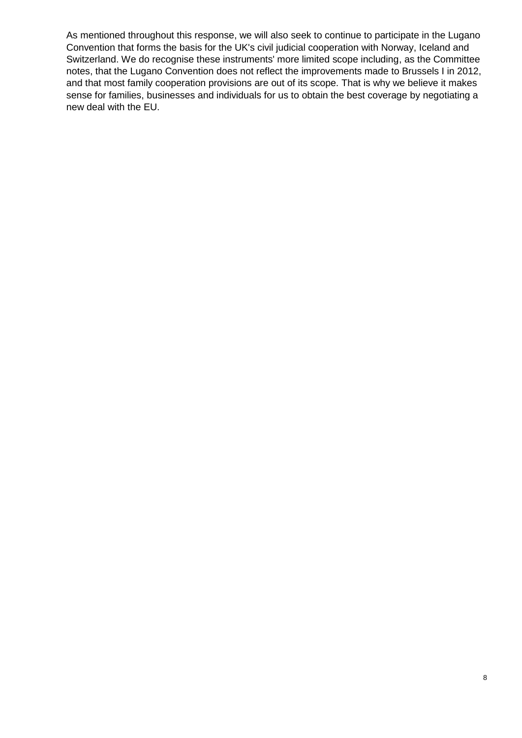As mentioned throughout this response, we will also seek to continue to participate in the Lugano Convention that forms the basis for the UK's civil judicial cooperation with Norway, Iceland and Switzerland. We do recognise these instruments' more limited scope including, as the Committee notes, that the Lugano Convention does not reflect the improvements made to Brussels I in 2012, and that most family cooperation provisions are out of its scope. That is why we believe it makes sense for families, businesses and individuals for us to obtain the best coverage by negotiating a new deal with the EU.